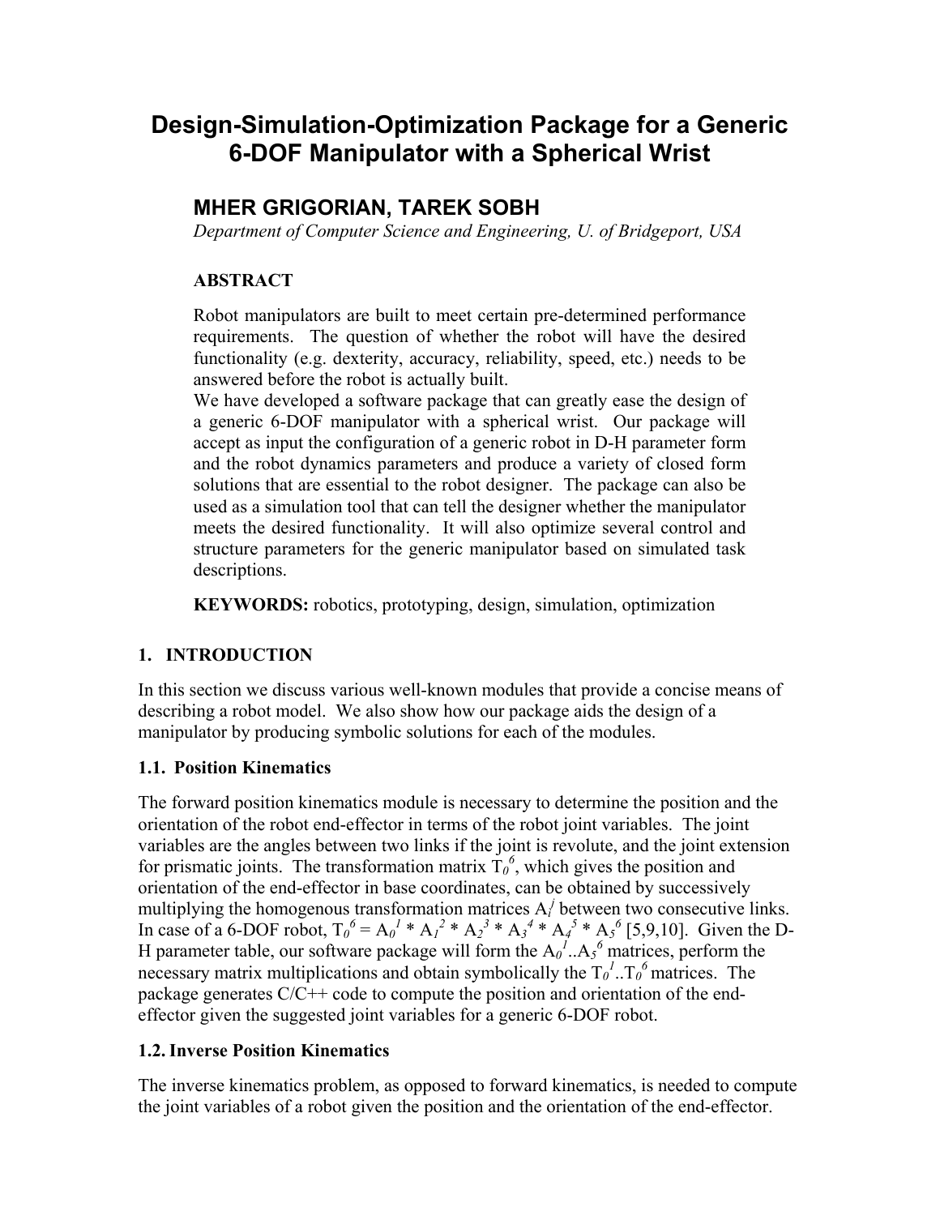# Design-Simulation-Optimization Package for a Generic 6-DOF Manipulator with a Spherical Wrist

## MHER GRIGORIAN, TAREK SOBH

*Department of Computer Science and Engineering, U. of Bridgeport, USA*

### ABSTRACT

Robot manipulators are built to meet certain pre-determined performance requirements. The question of whether the robot will have the desired functionality (e.g. dexterity, accuracy, reliability, speed, etc.) needs to be answered before the robot is actually built.

We have developed a software package that can greatly ease the design of a generic 6-DOF manipulator with a spherical wrist. Our package will accept as input the configuration of a generic robot in D-H parameter form and the robot dynamics parameters and produce a variety of closed form solutions that are essential to the robot designer. The package can also be used as a simulation tool that can tell the designer whether the manipulator meets the desired functionality. It will also optimize several control and structure parameters for the generic manipulator based on simulated task descriptions.

**KEYWORDS:** robotics, prototyping, design, simulation, optimization

## 1. INTRODUCTION

In this section we discuss various well-known modules that provide a concise means of describing a robot model. We also show how our package aids the design of a manipulator by producing symbolic solutions for each of the modules.

### 1.1. Position Kinematics

The forward position kinematics module is necessary to determine the position and the orientation of the robot end-effector in terms of the robot joint variables. The joint variables are the angles between two links if the joint is revolute, and the joint extension for prismatic joints. The transformation matrix $T_0^6$, which gives the position and orientation of the end-effector in base coordinates, can be obtained by successively multiplying the homogenous transformation matrices $A_i^j$ between two consecutive links. In case of a 6-DOF robot, $T_0^6 = A_0^1 * A_1^2 * A_2^3 * A_3^4 * A_4^5 * A_5^6$ [5,9,10]. Given the D-H parameter table, our software package will form the $A_0^1..A_5^6$ matrices, perform the necessary matrix multiplications and obtain symbolically the $T_0^1..T_0^6$ matrices. The package generates C/C++ code to compute the position and orientation of the end-effector given the suggested joint variables for a generic 6-DOF robot.

### 1.2. Inverse Position Kinematics

The inverse kinematics problem, as opposed to forward kinematics, is needed to compute the joint variables of a robot given the position and the orientation of the end-effector.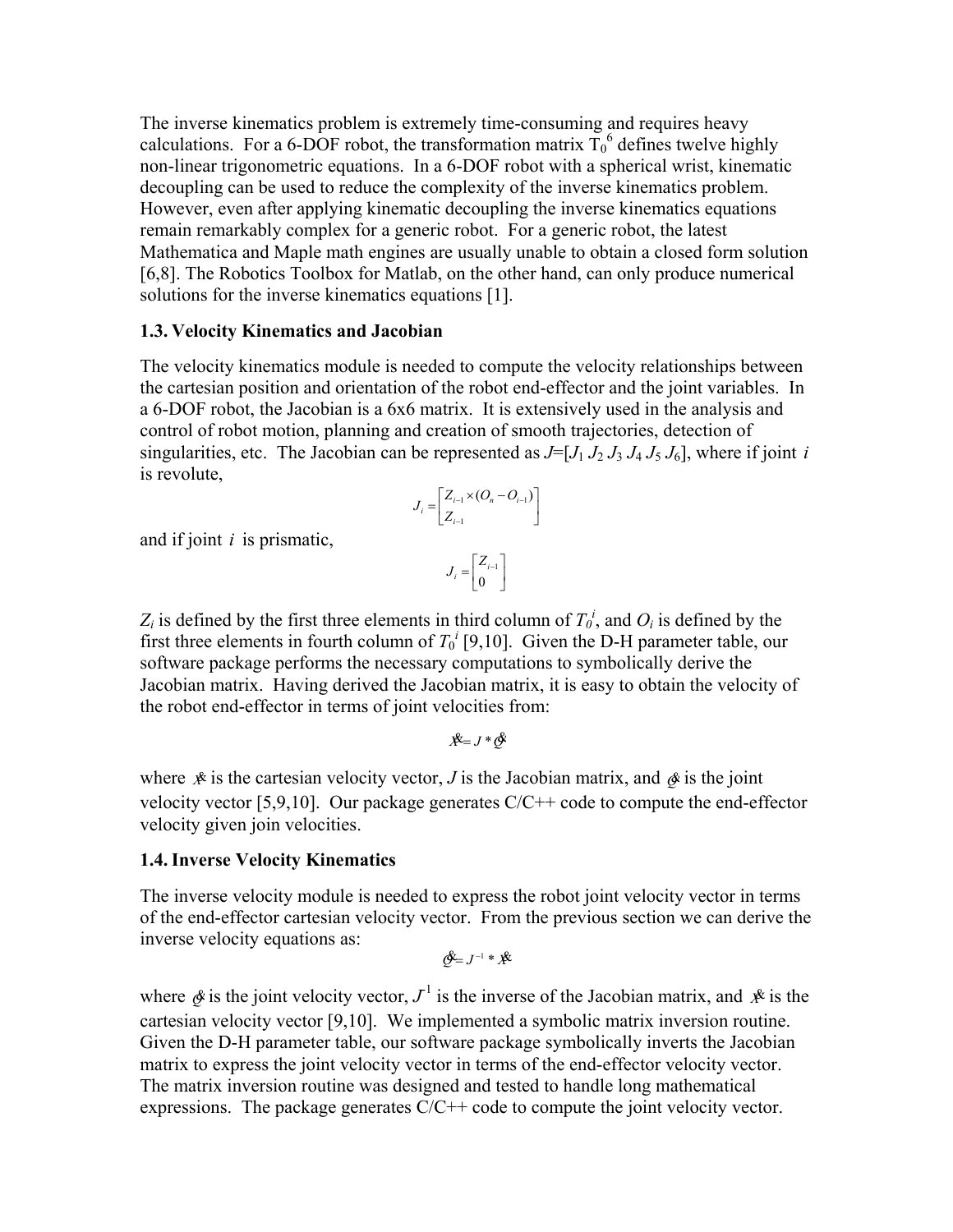The inverse kinematics problem is extremely time-consuming and requires heavy calculations. For a 6-DOF robot, the transformation matrix $T_0^6$ defines twelve highly non-linear trigonometric equations. In a 6-DOF robot with a spherical wrist, kinematic decoupling can be used to reduce the complexity of the inverse kinematics problem. However, even after applying kinematic decoupling the inverse kinematics equations remain remarkably complex for a generic robot. For a generic robot, the latest Mathematica and Maple math engines are usually unable to obtain a closed form solution [6,8]. The Robotics Toolbox for Matlab, on the other hand, can only produce numerical solutions for the inverse kinematics equations [1].

### 1.3. Velocity Kinematics and Jacobian

The velocity kinematics module is needed to compute the velocity relationships between the cartesian position and orientation of the robot end-effector and the joint variables. In a 6-DOF robot, the Jacobian is a 6x6 matrix. It is extensively used in the analysis and control of robot motion, planning and creation of smooth trajectories, detection of singularities, etc. The Jacobian can be represented as $J=[J_1\ J_2\ J_3\ J_4\ J_5\ J_6]$, where if joint $i$ is revolute,

$$J_i = \begin{bmatrix} Z_{i-1} \times (O_n - O_{i-1}) \\ Z_{i-1} \end{bmatrix}$$

and if joint $i$ is prismatic,

$$J_i = \begin{bmatrix} Z_{i-1} \\ 0 \end{bmatrix}$$

$Z_i$ is defined by the first three elements in third column of $T_0^i$, and $O_i$ is defined by the first three elements in fourth column of $T_0^i$ [9,10]. Given the D-H parameter table, our software package performs the necessary computations to symbolically derive the Jacobian matrix. Having derived the Jacobian matrix, it is easy to obtain the velocity of the robot end-effector in terms of joint velocities from:

$$\dot{X} = J * \dot{Q}$$

where $\dot{X}$ is the cartesian velocity vector, $J$ is the Jacobian matrix, and $\dot{Q}$ is the joint velocity vector [5,9,10]. Our package generates C/C++ code to compute the end-effector velocity given join velocities.

### 1.4. Inverse Velocity Kinematics

The inverse velocity module is needed to express the robot joint velocity vector in terms of the end-effector cartesian velocity vector. From the previous section we can derive the inverse velocity equations as:

$$\dot{Q} = J^{-1} * \dot{X}$$

where $\dot{Q}$ is the joint velocity vector, $J^{1}$ is the inverse of the Jacobian matrix, and $\dot{X}$ is the cartesian velocity vector [9,10]. We implemented a symbolic matrix inversion routine. Given the D-H parameter table, our software package symbolically inverts the Jacobian matrix to express the joint velocity vector in terms of the end-effector velocity vector. The matrix inversion routine was designed and tested to handle long mathematical expressions. The package generates C/C++ code to compute the joint velocity vector.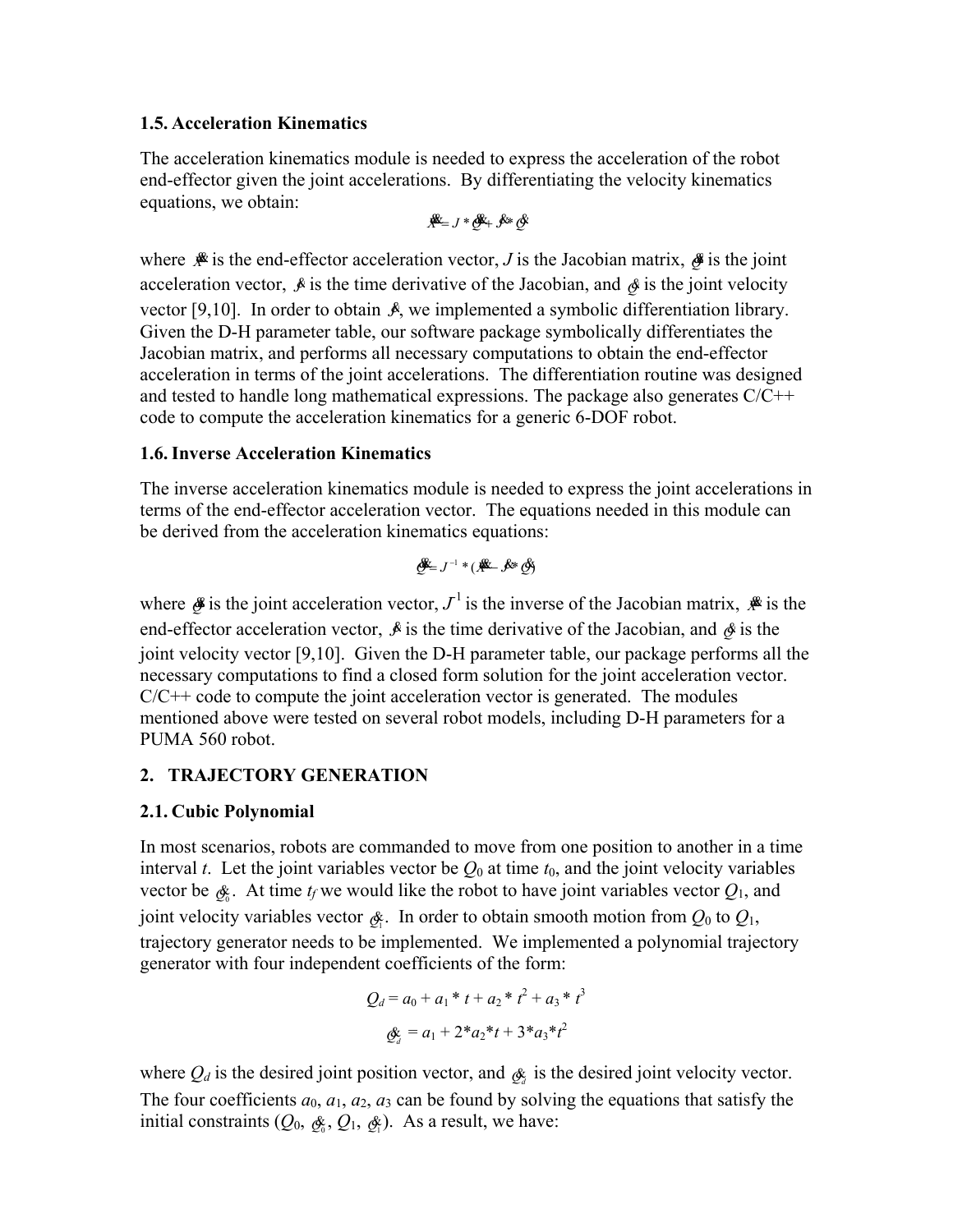### 1.5. Acceleration Kinematics

The acceleration kinematics module is needed to express the acceleration of the robot end-effector given the joint accelerations. By differentiating the velocity kinematics equations, we obtain:

$$\ddot{X} = J * \ddot{Q} + \dot{J} * \dot{Q}$$

where $\ddot{X}$ is the end-effector acceleration vector, $J$ is the Jacobian matrix, $\ddot{Q}$ is the joint acceleration vector, $\dot{J}$ is the time derivative of the Jacobian, and $\dot{Q}$ is the joint velocity vector [9,10]. In order to obtain $\dot{J}$, we implemented a symbolic differentiation library. Given the D-H parameter table, our software package symbolically differentiates the Jacobian matrix, and performs all necessary computations to obtain the end-effector acceleration in terms of the joint accelerations. The differentiation routine was designed and tested to handle long mathematical expressions. The package also generates C/C++ code to compute the acceleration kinematics for a generic 6-DOF robot.

### 1.6. Inverse Acceleration Kinematics

The inverse acceleration kinematics module is needed to express the joint accelerations in terms of the end-effector acceleration vector. The equations needed in this module can be derived from the acceleration kinematics equations:

$$\ddot{Q} = J^{-1} * (\ddot{X} - \dot{J} * \dot{Q})$$

where $\ddot{Q}$ is the joint acceleration vector, $J^{-1}$ is the inverse of the Jacobian matrix, $\ddot{X}$ is the end-effector acceleration vector, $\dot{J}$ is the time derivative of the Jacobian, and $\dot{Q}$ is the joint velocity vector [9,10]. Given the D-H parameter table, our package performs all the necessary computations to find a closed form solution for the joint acceleration vector. C/C++ code to compute the joint acceleration vector is generated. The modules mentioned above were tested on several robot models, including D-H parameters for a PUMA 560 robot.

## 2. TRAJECTORY GENERATION

### 2.1. Cubic Polynomial

In most scenarios, robots are commanded to move from one position to another in a time interval $t$. Let the joint variables vector be $Q_0$ at time $t_0$, and the joint velocity variables vector be $\dot{Q}_0$. At time $t_f$ we would like the robot to have joint variables vector $Q_1$, and joint velocity variables vector $\dot{Q}_1$. In order to obtain smooth motion from $Q_0$ to $Q_1$, trajectory generator needs to be implemented. We implemented a polynomial trajectory generator with four independent coefficients of the form:

$$Q_d = a_0 + a_1 * t + a_2 * t^2 + a_3 * t^3$$

$$\dot{Q}_d = a_1 + 2*a_2*t + 3*a_3*t^2$$

where $Q_d$ is the desired joint position vector, and $\dot{Q}_d$ is the desired joint velocity vector. The four coefficients $a_0$, $a_1$, $a_2$, $a_3$ can be found by solving the equations that satisfy the initial constraints ($Q_0$, $\dot{Q}_0$, $Q_1$, $\dot{Q}_1$). As a result, we have: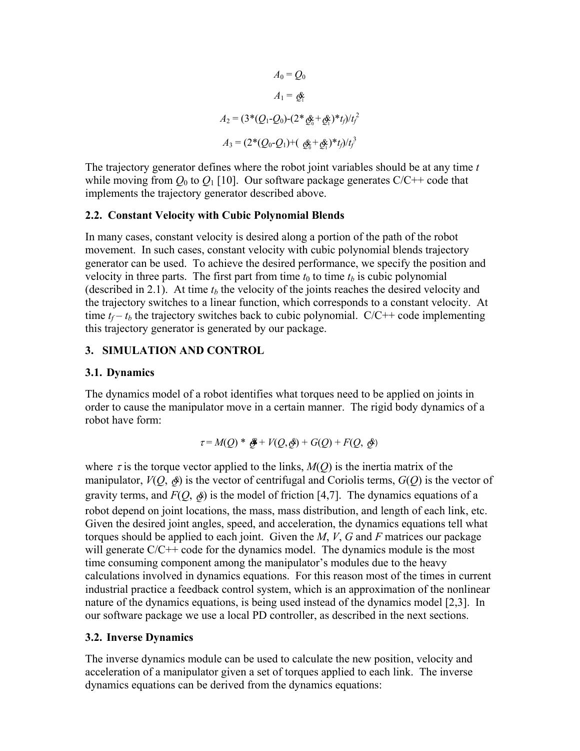$$A_0 = Q_0$$

$$A_1 = \dot{Q}_1$$

$$A_2 = (3*(Q_1-Q_0)-(2*\dot{Q}_0+\dot{Q}_1)*t_f)/t_f^2$$

$$A_3 = (2*(Q_0-Q_1)+(\dot{Q}_0+\dot{Q}_1)*t_f)/t_f^3$$

The trajectory generator defines where the robot joint variables should be at any time $t$ while moving from $Q_0$ to $Q_1$ [10]. Our software package generates C/C++ code that implements the trajectory generator described above.

### 2.2. Constant Velocity with Cubic Polynomial Blends

In many cases, constant velocity is desired along a portion of the path of the robot movement. In such cases, constant velocity with cubic polynomial blends trajectory generator can be used. To achieve the desired performance, we specify the position and velocity in three parts. The first part from time $t_0$ to time $t_b$ is cubic polynomial (described in 2.1). At time $t_b$ the velocity of the joints reaches the desired velocity and the trajectory switches to a linear function, which corresponds to a constant velocity. At time $t_f - t_b$ the trajectory switches back to cubic polynomial. C/C++ code implementing this trajectory generator is generated by our package.

## 3. SIMULATION AND CONTROL

### 3.1. Dynamics

The dynamics model of a robot identifies what torques need to be applied on joints in order to cause the manipulator move in a certain manner. The rigid body dynamics of a robot have form:

$$\tau = M(Q) * \ddot{Q} + V(Q,\dot{Q}) + G(Q) + F(Q, \dot{Q})$$

where $\tau$ is the torque vector applied to the links, $M(Q)$ is the inertia matrix of the manipulator, $V(Q, \dot{Q})$ is the vector of centrifugal and Coriolis terms, $G(Q)$ is the vector of gravity terms, and $F(Q, \dot{Q})$ is the model of friction [4,7]. The dynamics equations of a robot depend on joint locations, the mass, mass distribution, and length of each link, etc. Given the desired joint angles, speed, and acceleration, the dynamics equations tell what torques should be applied to each joint. Given the $M$, $V$, $G$ and $F$ matrices our package will generate C/C++ code for the dynamics model. The dynamics module is the most time consuming component among the manipulator's modules due to the heavy calculations involved in dynamics equations. For this reason most of the times in current industrial practice a feedback control system, which is an approximation of the nonlinear nature of the dynamics equations, is being used instead of the dynamics model [2,3]. In our software package we use a local PD controller, as described in the next sections.

### 3.2. Inverse Dynamics

The inverse dynamics module can be used to calculate the new position, velocity and acceleration of a manipulator given a set of torques applied to each link. The inverse dynamics equations can be derived from the dynamics equations: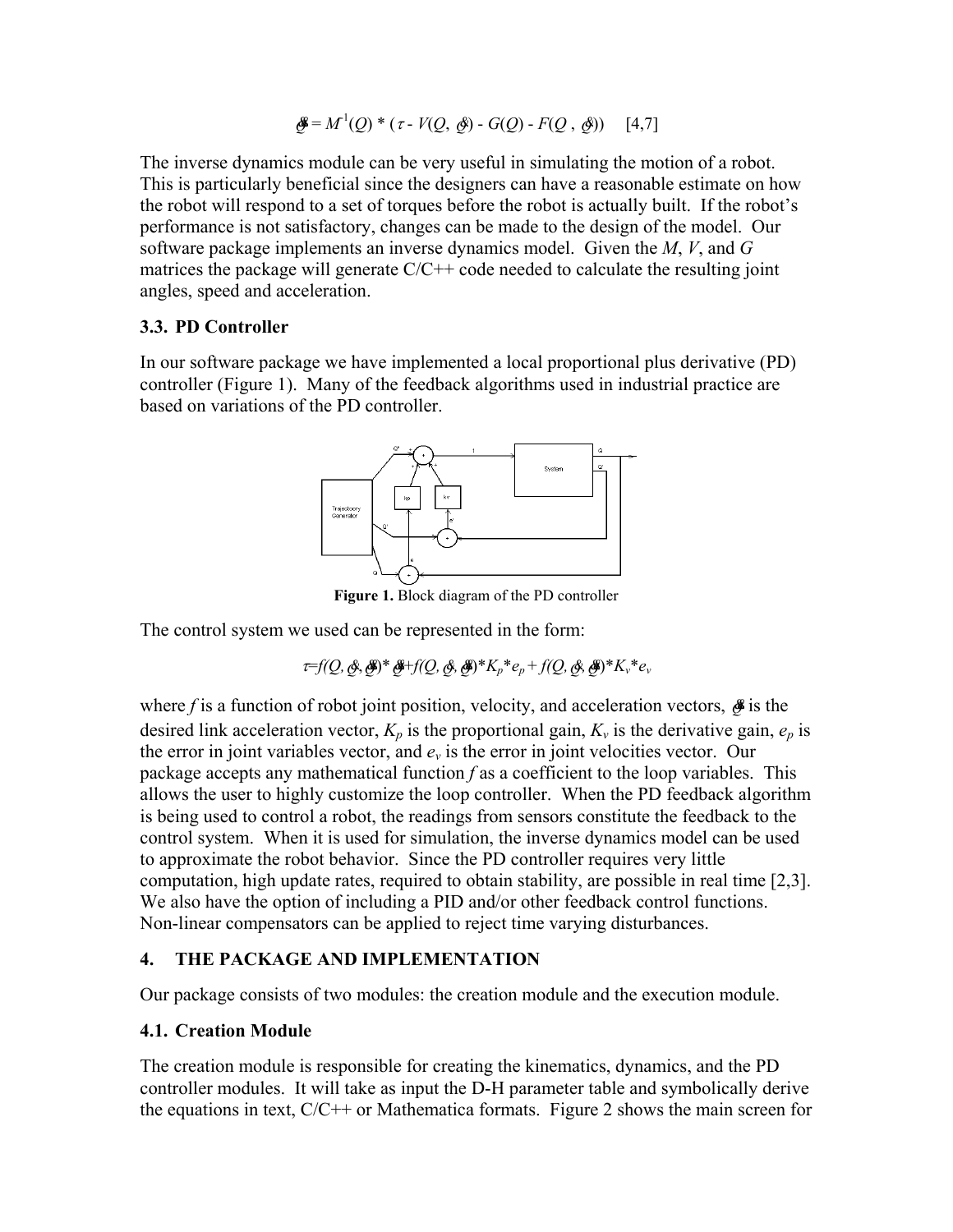$$\ddot{Q} = M^{-1}(Q) * (\tau - V(Q, \dot{Q}) - G(Q) - F(Q, \dot{Q})) \quad [4,7]$$

The inverse dynamics module can be very useful in simulating the motion of a robot. This is particularly beneficial since the designers can have a reasonable estimate on how the robot will respond to a set of torques before the robot is actually built. If the robot's performance is not satisfactory, changes can be made to the design of the model. Our software package implements an inverse dynamics model. Given the *M*, *V*, and *G* matrices the package will generate C/C++ code needed to calculate the resulting joint angles, speed and acceleration.

### 3.3. PD Controller

In our software package we have implemented a local proportional plus derivative (PD) controller (Figure 1). Many of the feedback algorithms used in industrial practice are based on variations of the PD controller.

Q'' + t System Q Q' kp kv Trajectory Generator Q' e' + Q e +

**Figure 1.** Block diagram of the PD controller

The control system we used can be represented in the form:

$$\tau = f(Q, \dot{Q}, \ddot{Q}) * \ddot{Q} + f(Q, \dot{Q}, \ddot{Q}) * K_p * e_p + f(Q, \dot{Q}, \ddot{Q}) * K_v * e_v$$

where *f* is a function of robot joint position, velocity, and acceleration vectors, $\ddot{Q}$ is the desired link acceleration vector, $K_p$ is the proportional gain, $K_v$ is the derivative gain, $e_p$ is the error in joint variables vector, and $e_v$ is the error in joint velocities vector. Our package accepts any mathematical function *f* as a coefficient to the loop variables. This allows the user to highly customize the loop controller. When the PD feedback algorithm is being used to control a robot, the readings from sensors constitute the feedback to the control system. When it is used for simulation, the inverse dynamics model can be used to approximate the robot behavior. Since the PD controller requires very little computation, high update rates, required to obtain stability, are possible in real time [2,3]. We also have the option of including a PID and/or other feedback control functions. Non-linear compensators can be applied to reject time varying disturbances.

## 4. THE PACKAGE AND IMPLEMENTATION

Our package consists of two modules: the creation module and the execution module.

### 4.1. Creation Module

The creation module is responsible for creating the kinematics, dynamics, and the PD controller modules. It will take as input the D-H parameter table and symbolically derive the equations in text, C/C++ or Mathematica formats. Figure 2 shows the main screen for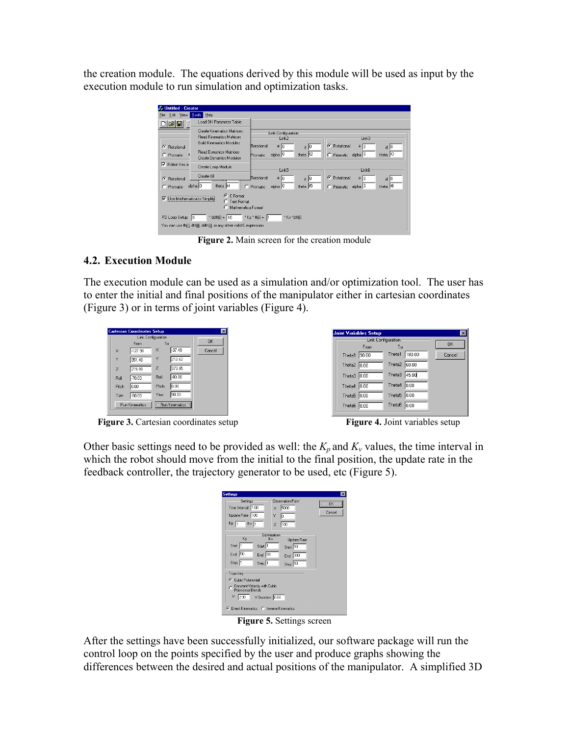the creation module. The equations derived by this module will be used as input by the execution module to run simulation and optimization tasks.

**Figure 2.** Main screen for the creation module

## 4.2. Execution Module

The execution module can be used as a simulation and/or optimization tool. The user has to enter the initial and final positions of the manipulator either in cartesian coordinates (Figure 3) or in terms of joint variables (Figure 4).

**Figure 3.** Cartesian coordinates setup

**Figure 4.** Joint variables setup

Other basic settings need to be provided as well: the $K_p$ and $K_v$ values, the time interval in which the robot should move from the initial to the final position, the update rate in the feedback controller, the trajectory generator to be used, etc (Figure 5).

**Figure 5.** Settings screen

After the settings have been successfully initialized, our software package will run the control loop on the points specified by the user and produce graphs showing the differences between the desired and actual positions of the manipulator. A simplified 3D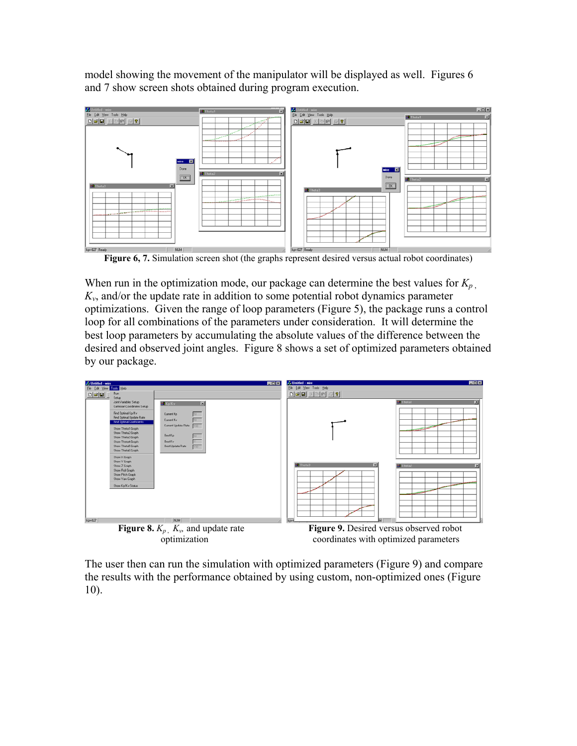model showing the movement of the manipulator will be displayed as well. Figures 6 and 7 show screen shots obtained during program execution.

**Figure 6, 7.** Simulation screen shot (the graphs represent desired versus actual robot coordinates)

When run in the optimization mode, our package can determine the best values for $K_p$, $K_v$, and/or the update rate in addition to some potential robot dynamics parameter optimizations. Given the range of loop parameters (Figure 5), the package runs a control loop for all combinations of the parameters under consideration. It will determine the best loop parameters by accumulating the absolute values of the difference between the desired and observed joint angles. Figure 8 shows a set of optimized parameters obtained by our package.

**Figure 8.** $K_p$, $K_v$, and update rate optimization

**Figure 9.** Desired versus observed robot coordinates with optimized parameters

The user then can run the simulation with optimized parameters (Figure 9) and compare the results with the performance obtained by using custom, non-optimized ones (Figure 10).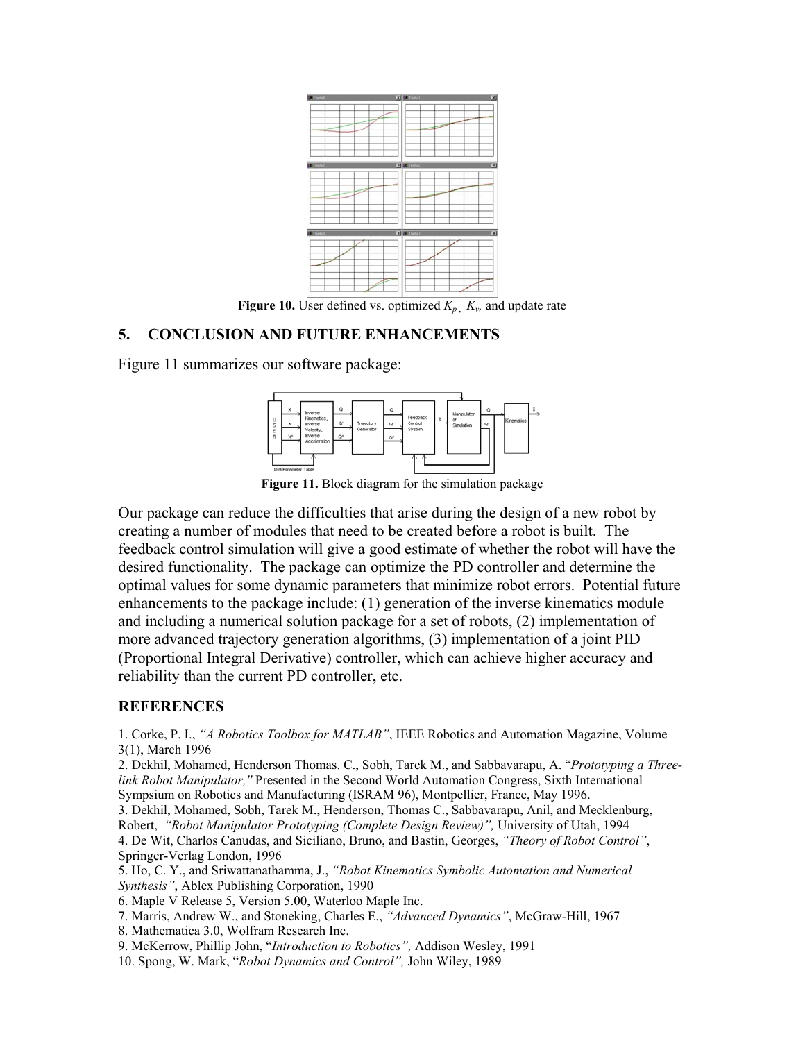Figure 10. User defined vs. optimized $K_p$, $K_v$, and update rate

## 5. CONCLUSION AND FUTURE ENHANCEMENTS

Figure 11 summarizes our software package:

**Figure 11.** Block diagram for the simulation package

Our package can reduce the difficulties that arise during the design of a new robot by creating a number of modules that need to be created before a robot is built. The feedback control simulation will give a good estimate of whether the robot will have the desired functionality. The package can optimize the PD controller and determine the optimal values for some dynamic parameters that minimize robot errors. Potential future enhancements to the package include: (1) generation of the inverse kinematics module and including a numerical solution package for a set of robots, (2) implementation of more advanced trajectory generation algorithms, (3) implementation of a joint PID (Proportional Integral Derivative) controller, which can achieve higher accuracy and reliability than the current PD controller, etc.

## REFERENCES

1. Corke, P. I., *"A Robotics Toolbox for MATLAB"*, IEEE Robotics and Automation Magazine, Volume 3(1), March 1996
2. Dekhil, Mohamed, Henderson Thomas. C., Sobh, Tarek M., and Sabbavarapu, A. "*Prototyping a Three-link Robot Manipulator,"* Presented in the Second World Automation Congress, Sixth International Sympsium on Robotics and Manufacturing (ISRAM 96), Montpellier, France, May 1996.
3. Dekhil, Mohamed, Sobh, Tarek M., Henderson, Thomas C., Sabbavarapu, Anil, and Mecklenburg, Robert, *"Robot Manipulator Prototyping (Complete Design Review)"*, University of Utah, 1994
4. De Wit, Charlos Canudas, and Siciliano, Bruno, and Bastin, Georges, *"Theory of Robot Control"*, Springer-Verlag London, 1996
5. Ho, C. Y., and Sriwattanathamma, J., *"Robot Kinematics Symbolic Automation and Numerical Synthesis"*, Ablex Publishing Corporation, 1990
6. Maple V Release 5, Version 5.00, Waterloo Maple Inc.
7. Marris, Andrew W., and Stoneking, Charles E., *"Advanced Dynamics"*, McGraw-Hill, 1967
8. Mathematica 3.0, Wolfram Research Inc.
9. McKerrow, Phillip John, "*Introduction to Robotics",* Addison Wesley, 1991
10. Spong, W. Mark, "*Robot Dynamics and Control",* John Wiley, 1989